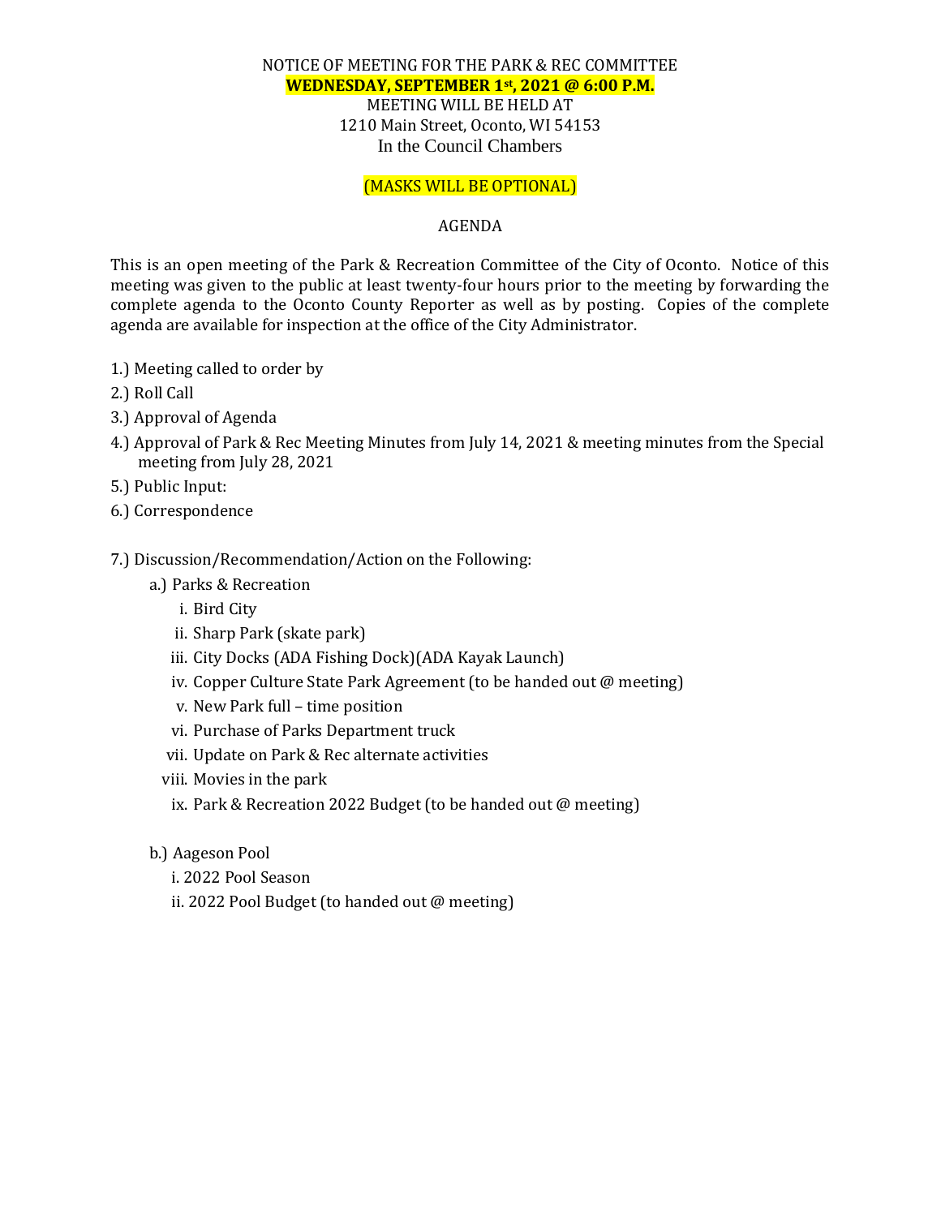NOTICE OF MEETING FOR THE PARK & REC COMMITTEE

**WEDNESDAY, SEPTEMBER 1st, 2021 @ 6:00 P.M.**

MEETING WILL BE HELD AT

1210 Main Street, Oconto, WI 54153

In the Council Chambers

(MASKS WILL BE OPTIONAL)

AGENDA

This is an open meeting of the Park & Recreation Committee of the City of Oconto. Notice of this meeting was given to the public at least twenty-four hours prior to the meeting by forwarding the complete agenda to the Oconto County Reporter as well as by posting. Copies of the complete agenda are available for inspection at the office of the City Administrator.

1.) Meeting called to order by

2.) Roll Call

3.) Approval of Agenda

4.) Approval of Park & Rec Meeting Minutes from July 14, 2021 & meeting minutes from the Special meeting from July 28, 2021

5.) Public Input:

6.) Correspondence

7.) Discussion/Recommendation/Action on the Following:

a.) Parks & Recreation

- i. Bird City
- ii. Sharp Park (skate park)
- iii. City Docks (ADA Fishing Dock)(ADA Kayak Launch)
- iv. Copper Culture State Park Agreement (to be handed out @ meeting)
- v. New Park full – time position
- vi. Purchase of Parks Department truck
- vii. Update on Park & Rec alternate activities
- viii. Movies in the park
- ix. Park & Recreation 2022 Budget (to be handed out @ meeting)

b.) Aageson Pool

- i. 2022 Pool Season
- ii. 2022 Pool Budget (to handed out @ meeting)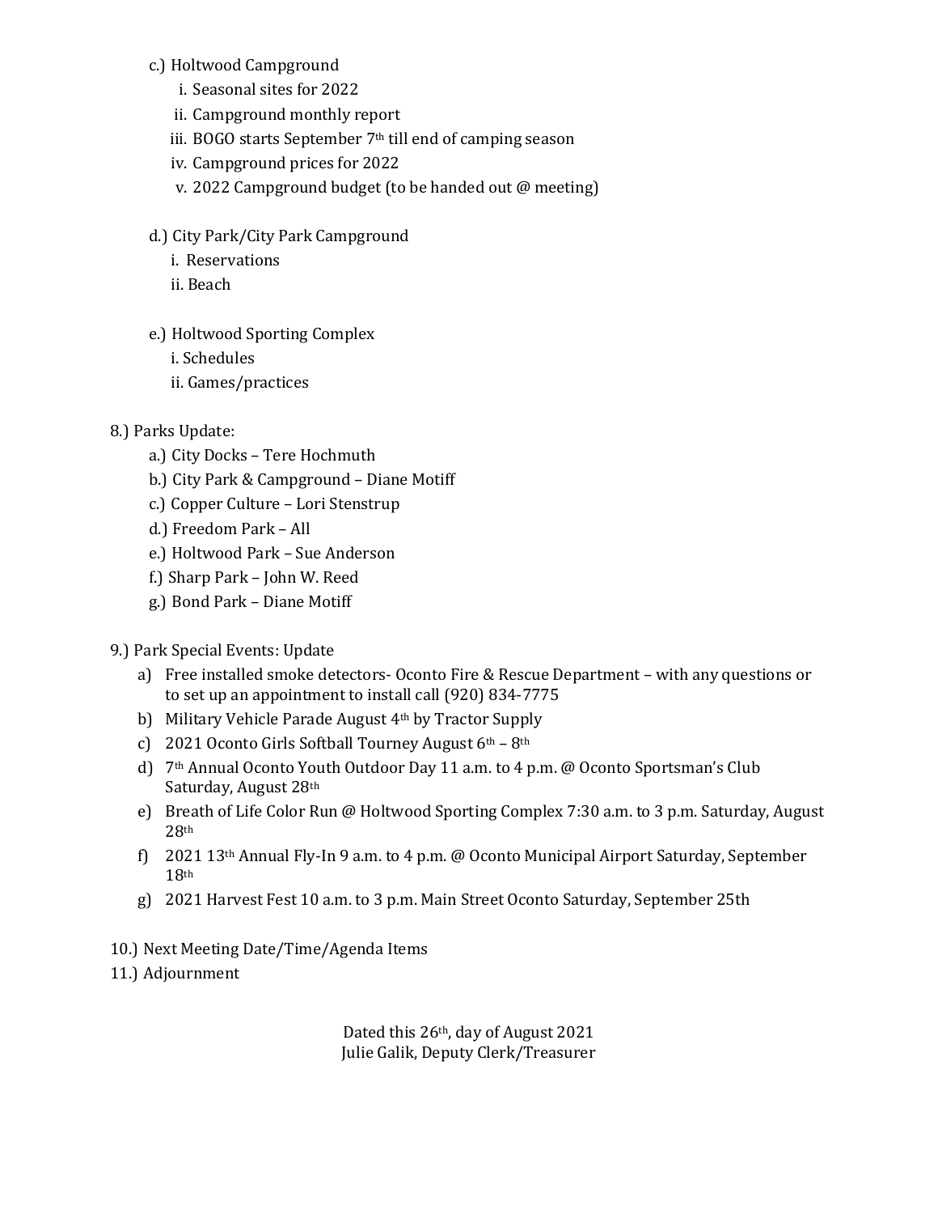c.) Holtwood Campground
- i. Seasonal sites for 2022
- ii. Campground monthly report
- iii. BOGO starts September 7th till end of camping season
- iv. Campground prices for 2022
- v. 2022 Campground budget (to be handed out @ meeting)

d.) City Park/City Park Campground
- i. Reservations
- ii. Beach

e.) Holtwood Sporting Complex
- i. Schedules
- ii. Games/practices

8.) Parks Update:
- a.) City Docks – Tere Hochmuth
- b.) City Park & Campground – Diane Motiff
- c.) Copper Culture – Lori Stenstrup
- d.) Freedom Park – All
- e.) Holtwood Park – Sue Anderson
- f.) Sharp Park – John W. Reed
- g.) Bond Park – Diane Motiff

9.) Park Special Events: Update
- a) Free installed smoke detectors- Oconto Fire & Rescue Department – with any questions or to set up an appointment to install call (920) 834-7775
- b) Military Vehicle Parade August 4th by Tractor Supply
- c) 2021 Oconto Girls Softball Tourney August 6th – 8th
- d) 7th Annual Oconto Youth Outdoor Day 11 a.m. to 4 p.m. @ Oconto Sportsman's Club Saturday, August 28th
- e) Breath of Life Color Run @ Holtwood Sporting Complex 7:30 a.m. to 3 p.m. Saturday, August 28th
- f) 2021 13th Annual Fly-In 9 a.m. to 4 p.m. @ Oconto Municipal Airport Saturday, September 18th
- g) 2021 Harvest Fest 10 a.m. to 3 p.m. Main Street Oconto Saturday, September 25th

10.) Next Meeting Date/Time/Agenda Items

11.) Adjournment

Dated this 26th, day of August 2021
Julie Galik, Deputy Clerk/Treasurer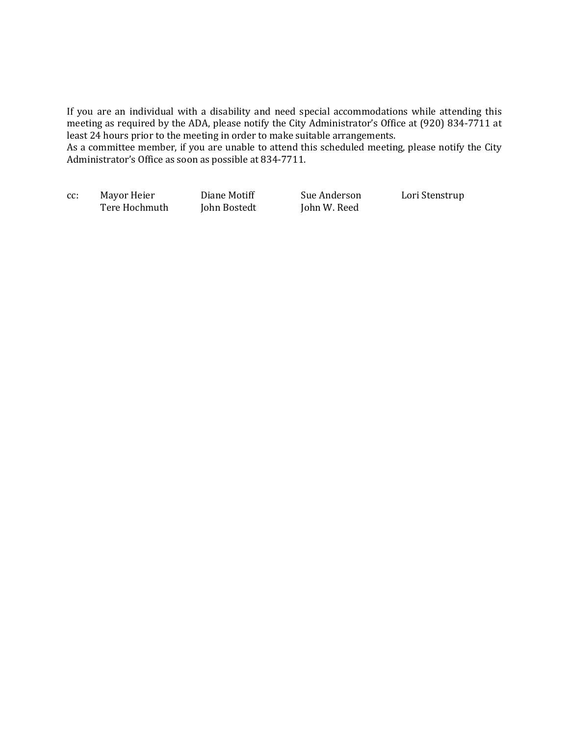If you are an individual with a disability and need special accommodations while attending this meeting as required by the ADA, please notify the City Administrator's Office at (920) 834-7711 at least 24 hours prior to the meeting in order to make suitable arrangements.
As a committee member, if you are unable to attend this scheduled meeting, please notify the City Administrator's Office as soon as possible at 834-7711.

| | | | | |
|---|---|---|---|---|
| cc: | Mayor Heier | Diane Motiff | Sue Anderson | Lori Stenstrup |
| | Tere Hochmuth | John Bostedt | John W. Reed | |